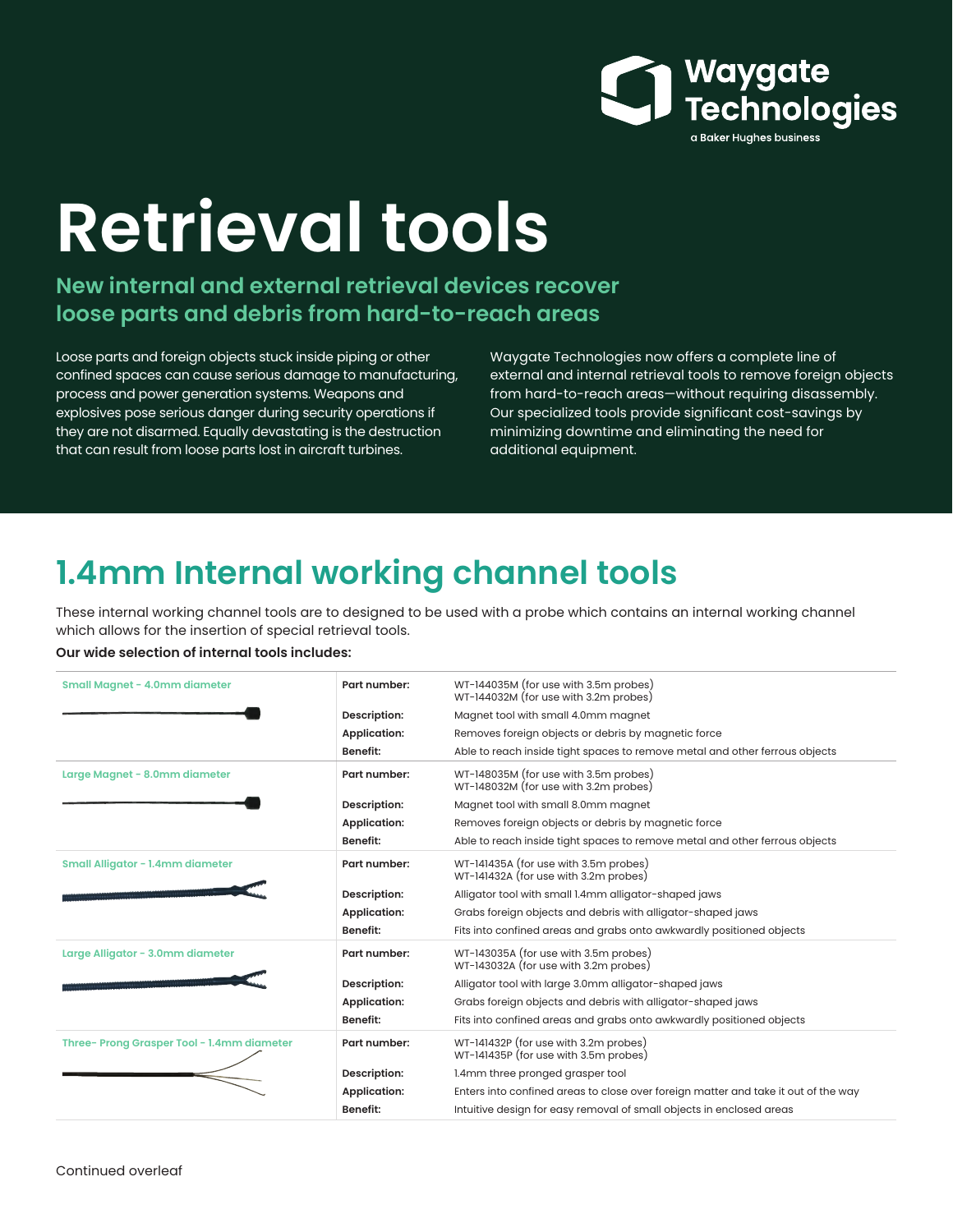Waygate Technologies
a Baker Hughes business

# Retrieval tools

## New internal and external retrieval devices recover loose parts and debris from hard-to-reach areas

Loose parts and foreign objects stuck inside piping or other confined spaces can cause serious damage to manufacturing, process and power generation systems. Weapons and explosives pose serious danger during security operations if they are not disarmed. Equally devastating is the destruction that can result from loose parts lost in aircraft turbines.

Waygate Technologies now offers a complete line of external and internal retrieval tools to remove foreign objects from hard-to-reach areas—without requiring disassembly. Our specialized tools provide significant cost-savings by minimizing downtime and eliminating the need for additional equipment.

## 1.4mm Internal working channel tools

These internal working channel tools are to designed to be used with a probe which contains an internal working channel which allows for the insertion of special retrieval tools.

**Our wide selection of internal tools includes:**

| Tool | | |
|---|---|---|
| Small Magnet - 4.0mm diameter | **Part number:** | WT-144035M (for use with 3.5m probes)<br>WT-144032M (for use with 3.2m probes) |
| | **Description:** | Magnet tool with small 4.0mm magnet |
| | **Application:** | Removes foreign objects or debris by magnetic force |
| | **Benefit:** | Able to reach inside tight spaces to remove metal and other ferrous objects |
| Large Magnet - 8.0mm diameter | **Part number:** | WT-148035M (for use with 3.5m probes)<br>WT-148032M (for use with 3.2m probes) |
| | **Description:** | Magnet tool with small 8.0mm magnet |
| | **Application:** | Removes foreign objects or debris by magnetic force |
| | **Benefit:** | Able to reach inside tight spaces to remove metal and other ferrous objects |
| Small Alligator - 1.4mm diameter | **Part number:** | WT-141435A (for use with 3.5m probes)<br>WT-141432A (for use with 3.2m probes) |
| | **Description:** | Alligator tool with small 1.4mm alligator-shaped jaws |
| | **Application:** | Grabs foreign objects and debris with alligator-shaped jaws |
| | **Benefit:** | Fits into confined areas and grabs onto awkwardly positioned objects |
| Large Alligator - 3.0mm diameter | **Part number:** | WT-143035A (for use with 3.5m probes)<br>WT-143032A (for use with 3.2m probes) |
| | **Description:** | Alligator tool with large 3.0mm alligator-shaped jaws |
| | **Application:** | Grabs foreign objects and debris with alligator-shaped jaws |
| | **Benefit:** | Fits into confined areas and grabs onto awkwardly positioned objects |
| Three- Prong Grasper Tool - 1.4mm diameter | **Part number:** | WT-141432P (for use with 3.2m probes)<br>WT-141435P (for use with 3.5m probes) |
| | **Description:** | 1.4mm three pronged grasper tool |
| | **Application:** | Enters into confined areas to close over foreign matter and take it out of the way |
| | **Benefit:** | Intuitive design for easy removal of small objects in enclosed areas |

Continued overleaf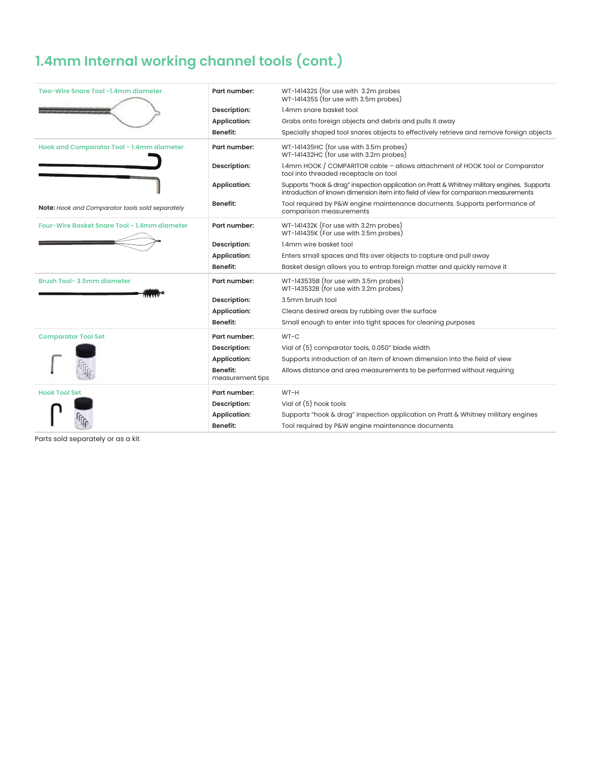# 1.4mm Internal working channel tools (cont.)

| Tool | | |
|---|---|---|
| **Two-Wire Snare Tool -1.4mm diameter** | **Part number:** | WT-141432S (for use with 3.2m probes)<br>WT-141435S (for use with 3.5m probes) |
| | **Description:** | 1.4mm snare basket tool |
| | **Application:** | Grabs onto foreign objects and debris and pulls it away |
| | **Benefit:** | Specially shaped tool snares objects to effectively retrieve and remove foreign objects |
| **Hook and Comparator Tool - 1.4mm diameter** | **Part number:** | WT-141435HC (for use with 3.5m probes)<br>WT-141432HC (for use with 3.2m probes) |
| | **Description:** | 1.4mm HOOK / COMPARITOR cable – allows attachment of HOOK tool or Comparator tool into threaded receptacle on tool |
| | **Application:** | Supports "hook & drag" inspection application on Pratt & Whitney military engines. Supports introduction of known dimension item into field of view for comparison measurements |
| **Note:** *Hook and Comparator tools sold separately* | **Benefit:** | Tool required by P&W engine maintenance documents. Supports performance of comparison measurements |
| **Four-Wire Basket Snare Tool - 1.4mm diameter** | **Part number:** | WT-141432K (For use with 3.2m probes)<br>WT-141435K (For use with 3.5m probes) |
| | **Description:** | 1.4mm wire basket tool |
| | **Application:** | Enters small spaces and fits over objects to capture and pull away |
| | **Benefit:** | Basket design allows you to entrap foreign matter and quickly remove it |
| **Brush Tool- 3.5mm diameter** | **Part number:** | WT-143535B (for use with 3.5m probes)<br>WT-143532B (for use with 3.2m probes) |
| | **Description:** | 3.5mm brush tool |
| | **Application:** | Cleans desired areas by rubbing over the surface |
| | **Benefit:** | Small enough to enter into tight spaces for cleaning purposes |
| **Comparator Tool Set** | **Part number:** | WT-C |
| | **Description:** | Vial of (5) comparator tools, 0.050" blade width |
| | **Application:** | Supports introduction of an item of known dimension into the field of view |
| | **Benefit:** measurement tips | Allows distance and area measurements to be performed without requiring |
| **Hook Tool Set** | **Part number:** | WT-H |
| | **Description:** | Vial of (5) hook tools |
| | **Application:** | Supports "hook & drag" inspection application on Pratt & Whitney military engines |
| | **Benefit:** | Tool required by P&W engine maintenance documents |

Parts sold separately or as a kit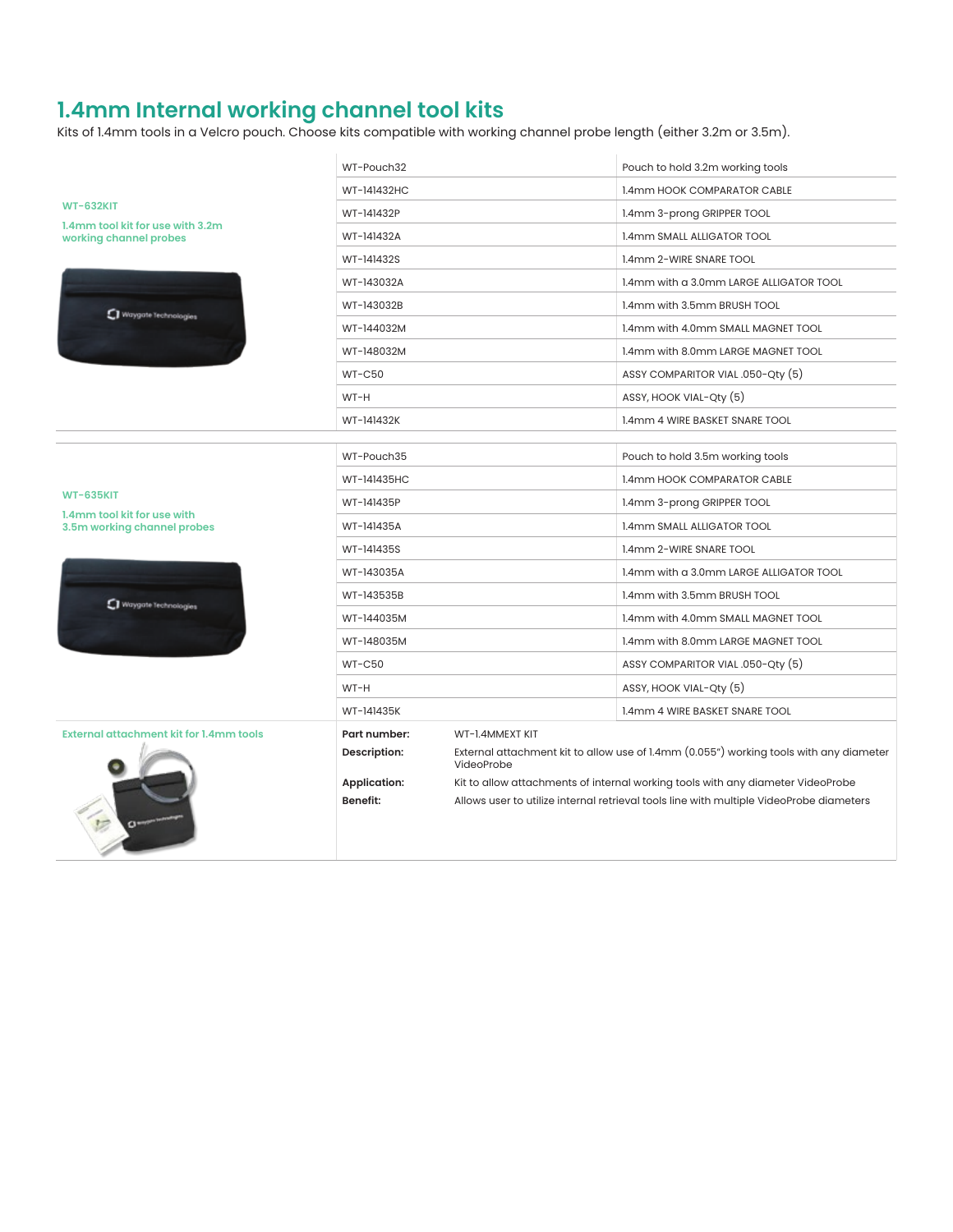# 1.4mm Internal working channel tool kits

Kits of 1.4mm tools in a Velcro pouch. Choose kits compatible with working channel probe length (either 3.2m or 3.5m).

**WT-632KIT**

**1.4mm tool kit for use with 3.2m working channel probes**

| Part number | Description |
|---|---|
| WT-Pouch32 | Pouch to hold 3.2m working tools |
| WT-141432HC | 1.4mm HOOK COMPARATOR CABLE |
| WT-141432P | 1.4mm 3-prong GRIPPER TOOL |
| WT-141432A | 1.4mm SMALL ALLIGATOR TOOL |
| WT-141432S | 1.4mm 2-WIRE SNARE TOOL |
| WT-143032A | 1.4mm with a 3.0mm LARGE ALLIGATOR TOOL |
| WT-143032B | 1.4mm with 3.5mm BRUSH TOOL |
| WT-144032M | 1.4mm with 4.0mm SMALL MAGNET TOOL |
| WT-148032M | 1.4mm with 8.0mm LARGE MAGNET TOOL |
| WT-C50 | ASSY COMPARITOR VIAL .050-Qty (5) |
| WT-H | ASSY, HOOK VIAL-Qty (5) |
| WT-141432K | 1.4mm 4 WIRE BASKET SNARE TOOL |

**WT-635KIT**

**1.4mm tool kit for use with 3.5m working channel probes**

| Part number | Description |
|---|---|
| WT-Pouch35 | Pouch to hold 3.5m working tools |
| WT-141435HC | 1.4mm HOOK COMPARATOR CABLE |
| WT-141435P | 1.4mm 3-prong GRIPPER TOOL |
| WT-141435A | 1.4mm SMALL ALLIGATOR TOOL |
| WT-141435S | 1.4mm 2-WIRE SNARE TOOL |
| WT-143035A | 1.4mm with a 3.0mm LARGE ALLIGATOR TOOL |
| WT-143535B | 1.4mm with 3.5mm BRUSH TOOL |
| WT-144035M | 1.4mm with 4.0mm SMALL MAGNET TOOL |
| WT-148035M | 1.4mm with 8.0mm LARGE MAGNET TOOL |
| WT-C50 | ASSY COMPARITOR VIAL .050-Qty (5) |
| WT-H | ASSY, HOOK VIAL-Qty (5) |
| WT-141435K | 1.4mm 4 WIRE BASKET SNARE TOOL |

**External attachment kit for 1.4mm tools**

| | |
|---|---|
| **Part number:** | WT-1.4MMEXT KIT |
| **Description:** | External attachment kit to allow use of 1.4mm (0.055”) working tools with any diameter VideoProbe |
| **Application:** | Kit to allow attachments of internal working tools with any diameter VideoProbe |
| **Benefit:** | Allows user to utilize internal retrieval tools line with multiple VideoProbe diameters |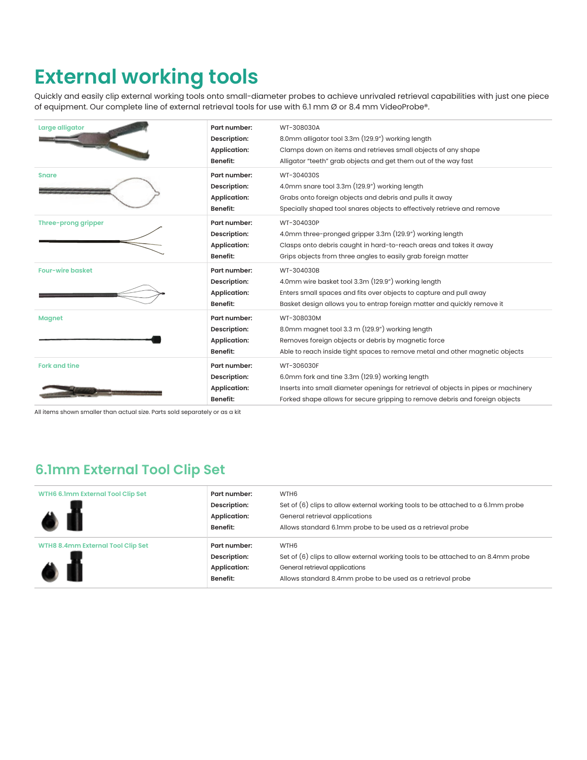# External working tools

Quickly and easily clip external working tools onto small-diameter probes to achieve unrivaled retrieval capabilities with just one piece of equipment. Our complete line of external retrieval tools for use with 6.1 mm Ø or 8.4 mm VideoProbe®.

| Tool | | |
|---|---|---|
| Large alligator | **Part number:** | WT-308030A |
| | **Description:** | 8.0mm alligator tool 3.3m (129.9") working length |
| | **Application:** | Clamps down on items and retrieves small objects of any shape |
| | **Benefit:** | Alligator "teeth" grab objects and get them out of the way fast |
| Snare | **Part number:** | WT-304030S |
| | **Description:** | 4.0mm snare tool 3.3m (129.9") working length |
| | **Application:** | Grabs onto foreign objects and debris and pulls it away |
| | **Benefit:** | Specially shaped tool snares objects to effectively retrieve and remove |
| Three-prong gripper | **Part number:** | WT-304030P |
| | **Description:** | 4.0mm three-pronged gripper 3.3m (129.9") working length |
| | **Application:** | Clasps onto debris caught in hard-to-reach areas and takes it away |
| | **Benefit:** | Grips objects from three angles to easily grab foreign matter |
| Four-wire basket | **Part number:** | WT-304030B |
| | **Description:** | 4.0mm wire basket tool 3.3m (129.9") working length |
| | **Application:** | Enters small spaces and fits over objects to capture and pull away |
| | **Benefit:** | Basket design allows you to entrap foreign matter and quickly remove it |
| Magnet | **Part number:** | WT-308030M |
| | **Description:** | 8.0mm magnet tool 3.3 m (129.9") working length |
| | **Application:** | Removes foreign objects or debris by magnetic force |
| | **Benefit:** | Able to reach inside tight spaces to remove metal and other magnetic objects |
| Fork and tine | **Part number:** | WT-306030F |
| | **Description:** | 6.0mm fork and tine 3.3m (129.9) working length |
| | **Application:** | Inserts into small diameter openings for retrieval of objects in pipes or machinery |
| | **Benefit:** | Forked shape allows for secure gripping to remove debris and foreign objects |

All items shown smaller than actual size. Parts sold separately or as a kit

## 6.1mm External Tool Clip Set

| Item | | |
|---|---|---|
| WTH6 6.1mm External Tool Clip Set | **Part number:** | WTH6 |
| | **Description:** | Set of (6) clips to allow external working tools to be attached to a 6.1mm probe |
| | **Application:** | General retrieval applications |
| | **Benefit:** | Allows standard 6.1mm probe to be used as a retrieval probe |
| WTH8 8.4mm External Tool Clip Set | **Part number:** | WTH6 |
| | **Description:** | Set of (6) clips to allow external working tools to be attached to an 8.4mm probe |
| | **Application:** | General retrieval applications |
| | **Benefit:** | Allows standard 8.4mm probe to be used as a retrieval probe |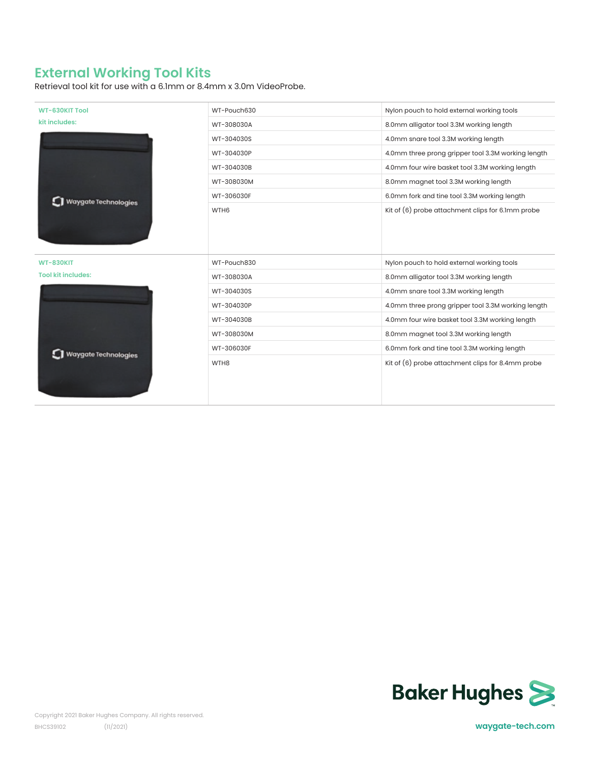## External Working Tool Kits

Retrieval tool kit for use with a 6.1mm or 8.4mm x 3.0m VideoProbe.

| | | |
|---|---|---|
| **WT-630KIT Tool kit includes:** | WT-Pouch630 | Nylon pouch to hold external working tools |
| | WT-308030A | 8.0mm alligator tool 3.3M working length |
| | WT-304030S | 4.0mm snare tool 3.3M working length |
| | WT-304030P | 4.0mm three prong gripper tool 3.3M working length |
| | WT-304030B | 4.0mm four wire basket tool 3.3M working length |
| | WT-308030M | 8.0mm magnet tool 3.3M working length |
| | WT-306030F | 6.0mm fork and tine tool 3.3M working length |
| | WTH6 | Kit of (6) probe attachment clips for 6.1mm probe |
| **WT-830KIT Tool kit includes:** | WT-Pouch830 | Nylon pouch to hold external working tools |
| | WT-308030A | 8.0mm alligator tool 3.3M working length |
| | WT-304030S | 4.0mm snare tool 3.3M working length |
| | WT-304030P | 4.0mm three prong gripper tool 3.3M working length |
| | WT-304030B | 4.0mm four wire basket tool 3.3M working length |
| | WT-308030M | 8.0mm magnet tool 3.3M working length |
| | WT-306030F | 6.0mm fork and tine tool 3.3M working length |
| | WTH8 | Kit of (6) probe attachment clips for 8.4mm probe |

Copyright 2021 Baker Hughes Company. All rights reserved.

BHCS39102 (11/2021)

waygate-tech.com